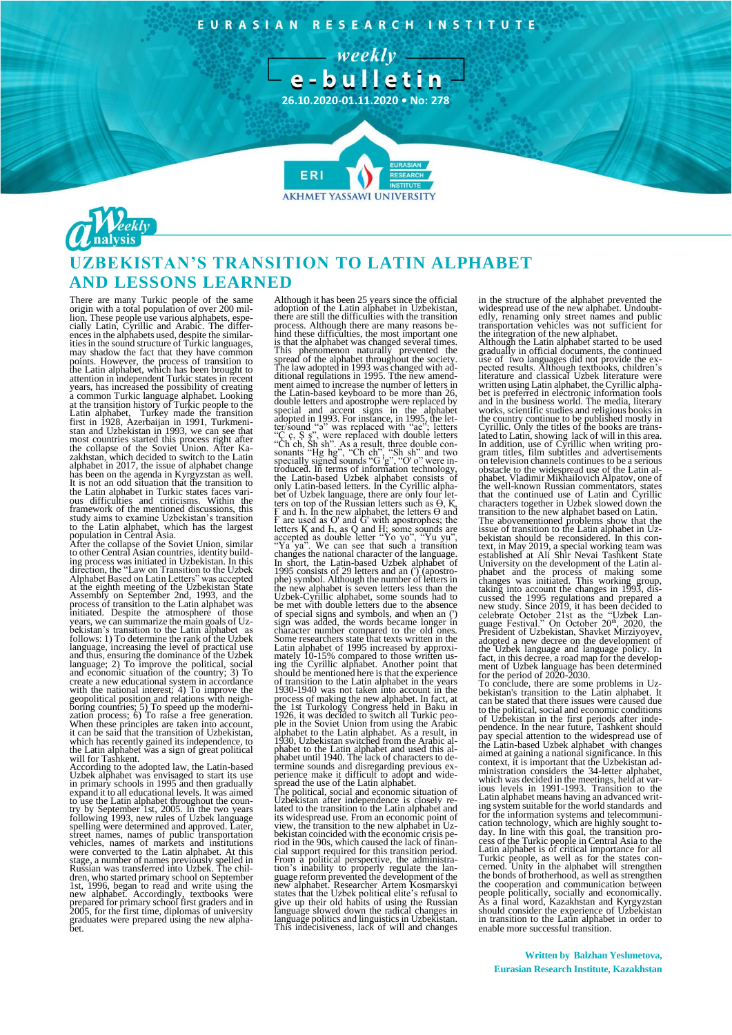# UZBEKISTAN'S TRANSITION TO LATIN ALPHABET AND LESSONS LEARNED

There are many Turkic people of the same origin with a total population of over 200 million. These people use various alphabets, especially Latin, Cyrillic and Arabic. The differences in the alphabets used, despite the similarities in the sound structure of Turkic languages, may shadow the fact that they have common points. However, the process of transition to the Latin alphabet, which has been brought to attention in independent Turkic states in recent years, has increased the possibility of creating a common Turkic language alphabet. Looking at the transition history of Turkic people to the Latin alphabet, Turkey made the transition first in 1928, Azerbaijan in 1991, Turkmenistan and Uzbekistan in 1993, we can see that most countries started this process right after the collapse of the Soviet Union. After Kazakhstan, which decided to switch to the Latin alphabet in 2017, the issue of alphabet change has been on the agenda in Kyrgyzstan as well. It is not an odd situation that the transition to the Latin alphabet in Turkic states faces various difficulties and criticisms. Within the framework of the mentioned discussions, this study aims to examine Uzbekistan's transition to the Latin alphabet, which has the largest population in Central Asia.

After the collapse of the Soviet Union, similar to other Central Asian countries, identity building process was initiated in Uzbekistan. In this direction, the "Law on Transition to the Uzbek Alphabet Based on Latin Letters" was accepted at the eighth meeting of the Uzbekistan State Assembly on September 2nd, 1993, and the process of transition to the Latin alphabet was initiated. Despite the atmosphere of those years, we can summarize the main goals of Uzbekistan's transition to the Latin alphabet as follows: 1) To determine the rank of the Uzbek language, increasing the level of practical use and thus, ensuring the dominance of the Uzbek language; 2) To improve the political, social and economic situation of the country; 3) To create a new educational system in accordance with the national interest; 4) To improve the geopolitical position and relations with neighboring countries; 5) To speed up the modernization process; 6) To raise a free generation. When these principles are taken into account, it can be said that the transition of Uzbekistan, which has recently gained its independence, to the Latin alphabet was a sign of great political will for Tashkent.

According to the adopted law, the Latin-based Uzbek alphabet was envisaged to start its use in primary schools in 1995 and then gradually expand it to all educational levels. It was aimed to use the Latin alphabet throughout the country by September 1st, 2005. In the two years following 1993, new rules of Uzbek language spelling were determined and approved. Later, street names, names of public transportation vehicles, names of markets and institutions were converted to the Latin alphabet. At this stage, a number of names previously spelled in Russian was transferred into Uzbek. The children, who started primary school on September 1st, 1996, began to read and write using the new alphabet. Accordingly, textbooks were prepared for primary school first graders and in 2005, for the first time, diplomas of university graduates were prepared using the new alphabet.

Although it has been 25 years since the official adoption of the Latin alphabet in Uzbekistan, there are still the difficulties with the transition process. Although there are many reasons behind these difficulties, the most important one is that the alphabet was changed several times. This phenomenon naturally prevented the spread of the alphabet throughout the society. The law adopted in 1993 was changed with additional regulations in 1995. Tthe new amendment aimed to increase the number of letters in the Latin-based keyboard to be more than 26, double letters and apostrophe were replaced by special and accent signs in the alphabet adopted in 1993. For instance, in 1995, the letter/sound "ә" was replaced with "ae"; letters "Ç ç, Ş ş", were replaced with double letters "Ch ch, Sh sh". As a result, three double consonants "Hg hg", "Ch ch", "Sh sh" and two specially signed sounds "G ʻg", "Oʻ o" were introduced. In terms of information technology, the Latin-based Uzbek alphabet consists of only Latin-based letters. In the Cyrillic alphabet of Uzbek language, there are only four letters on top of the Russian letters such as Ә, Қ, Ғ and Һ. In the new alphabet, the letters Ә and Ғ are used as Oʻ and Gʻ with apostrophes; the letters Қ and Һ, as Q and H; some sounds are accepted as double letter "Yo yo", "Yu yu", "Ya ya". We can see that such a transition changes the national character of the language. In short, the Latin-based Uzbek alphabet of 1995 consists of 29 letters and an (') (apostrophe) symbol. Although the number of letters in the new alphabet is seven letters less than the Uzbek-Cyrillic alphabet, some sounds had to be met with double letters due to the absence of special signs and symbols, and when an (') sign was added, the words became longer in character number compared to the old ones. Some researchers state that texts written in the Latin alphabet of 1995 increased by approximately 10-15% compared to those written using the Cyrillic alphabet. Another point that should be mentioned here is that the experience of transition to the Latin alphabet in the years 1930-1940 was not taken into account in the process of making the new alphabet. In fact, at the 1st Turkology Congress held in Baku in 1926, it was decided to switch all Turkic people in the Soviet Union from using the Arabic alphabet to the Latin alphabet. As a result, in 1930, Uzbekistan switched from the Arabic alphabet to the Latin alphabet and used this alphabet until 1940. The lack of characters to determine sounds and disregarding previous experience make it difficult to adopt and widespread the use of the Latin alphabet.

The political, social and economic situation of Uzbekistan after independence is closely related to the transition to the Latin alphabet and its widespread use. From an economic point of view, the transition to the new alphabet in Uzbekistan coincided with the economic crisis period in the 90s, which caused the lack of financial support required for this transition period. From a political perspective, the administration's inability to properly regulate the language reform prevented the development of the new alphabet. Researcher Artem Kosmarskyi states that the Uzbek political elite's refusal to give up their old habits of using the Russian language slowed down the radical changes in language politics and linguistics in Uzbekistan. This indecisiveness, lack of will and changes in the structure of the alphabet prevented the widespread use of the new alphabet. Undoubtedly, renaming only street names and public transportation vehicles was not sufficient for the integration of the new alphabet.

Although the Latin alphabet started to be used gradually in official documents, the continued use of two languages did not provide the expected results. Although textbooks, children's literature and classical Uzbek literature were written using Latin alphabet, the Cyrillic alphabet is preferred in electronic information tools and in the business world. The media, literary works, scientific studies and religious books in the country continue to be published mostly in Cyrillic. Only the titles of the books are translated to Latin, showing lack of will in this area. In addition, use of Cyrillic when writing program titles, film subtitles and advertisements on television channels continues to be a serious obstacle to the widespread use of the Latin alphabet. Vladimir Mikhailovich Alpatov, one of the well-known Russian commentators, states that the continued use of Latin and Cyrillic characters together in Uzbek slowed down the transition to the new alphabet based on Latin. The abovementioned problems show that the issue of transition to the Latin alphabet in Uzbekistan should be reconsidered. In this context, in May 2019, a special working team was established at Ali Shir Nevai Tashkent State University on the development of the Latin alphabet and the process of making some changes was initiated. This working group, taking into account the changes in 1993, discussed the 1995 regulations and prepared a new study. Since 2019, it has been decided to celebrate October 21st as the "Uzbek Language Festival." On October 20th, 2020, the President of Uzbekistan, Shavket Mirziyoyev, adopted a new decree on the development of the Uzbek language and language policy. In fact, in this decree, a road map for the development of Uzbek language has been determined for the period of 2020-2030.

To conclude, there are some problems in Uzbekistan's transition to the Latin alphabet. It can be stated that these issues were caused due to the political, social and economic conditions of Uzbekistan in the first periods after independence. In the near future, Tashkent should pay special attention to the widespread use of the Latin-based Uzbek alphabet with changes aimed at gaining a national significance. In this context, it is important that the Uzbekistan administration considers the 34-letter alphabet, which was decided in the meetings, held at various levels in 1991-1993. Transition to the Latin alphabet means having an advanced writing system suitable for the world standards and for the information systems and telecommunication technology, which are highly sought today. In line with this goal, the transition process of the Turkic people in Central Asia to the Latin alphabet is of critical importance for all Turkic people, as well as for the states concerned. Unity in the alphabet will strengthen the bonds of brotherhood, as well as strengthen the cooperation and communication between people politically, socially and economically. As a final word, Kazakhstan and Kyrgyzstan should consider the experience of Uzbekistan in transition to the Latin alphabet in order to enable more successful transition.

**Written by Balzhan Yeshmetova, Eurasian Research Institute, Kazakhstan**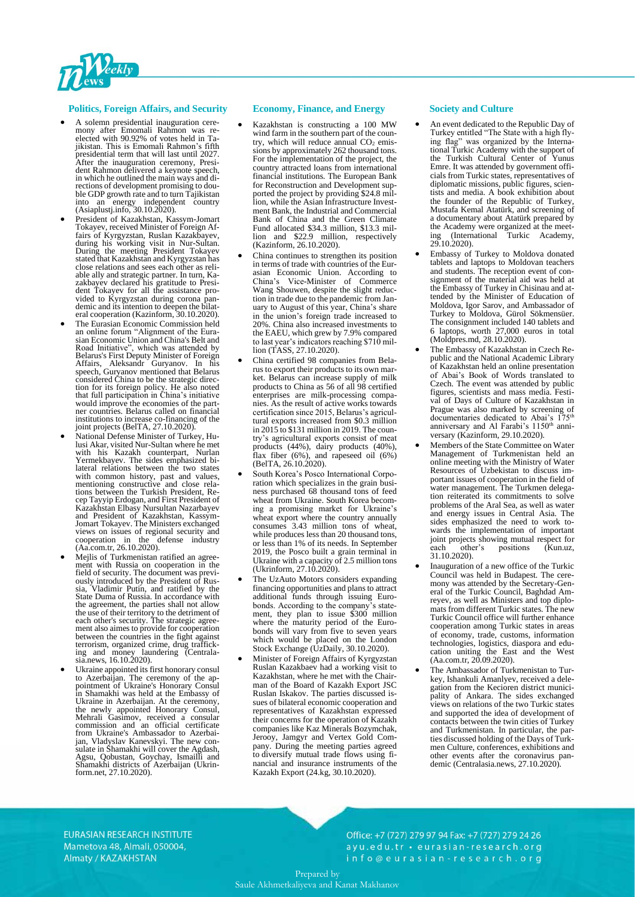## Politics, Foreign Affairs, and Security

- A solemn presidential inauguration ceremony after Emomali Rahmon was re-elected with 90.92% of votes held in Tajikistan. This is Emomali Rahmon's fifth presidential term that will last until 2027. After the inauguration ceremony, President Rahmon delivered a keynote speech, in which he outlined the main ways and directions of development promising to double GDP growth rate and to turn Tajikistan into an energy independent country (Asiaplustj.info, 30.10.2020).
- President of Kazakhstan, Kassym-Jomart Tokayev, received Minister of Foreign Affairs of Kyrgyzstan, Ruslan Kazakbayev, during his working visit in Nur-Sultan. During the meeting President Tokayev stated that Kazakhstan and Kyrgyzstan has close relations and sees each other as reliable ally and strategic partner. In turn, Kazakbayev declared his gratitude to President Tokayev for all the assistance provided to Kyrgyzstan during corona pandemic and its intention to deepen the bilateral cooperation (Kazinform, 30.10.2020).
- The Eurasian Economic Commission held an online forum "Alignment of the Eurasian Economic Union and China's Belt and Road Initiative", which was attended by Belarus's First Deputy Minister of Foreign Affairs, Aleksandr Guryanov. In his speech, Guryanov mentioned that Belarus considered China to be the strategic direction for its foreign policy. He also noted that full participation in China's initiative would improve the economies of the partner countries. Belarus called on financial institutions to increase co-financing of the joint projects (BelTA, 27.10.2020).
- National Defense Minister of Turkey, Hulusi Akar, visited Nur-Sultan where he met with his Kazakh counterpart, Nurlan Yermekbayev. The sides emphasized bilateral relations between the two states with common history, past and values, mentioning constructive and close relations between the Turkish President, Recep Tayyip Erdogan, and First President of Kazakhstan Elbasy Nursultan Nazarbayev and President of Kazakhstan, Kassym-Jomart Tokayev. The Ministers exchanged views on issues of regional security and cooperation in the defense industry (Aa.com.tr, 26.10.2020).
- Mejlis of Turkmenistan ratified an agreement with Russia on cooperation in the field of security. The document was previously introduced by the President of Russia, Vladimir Putin, and ratified by the State Duma of Russia. In accordance with the agreement, the parties shall not allow the use of their territory to the detriment of each other's security. The strategic agreement also aims to provide for cooperation between the countries in the fight against terrorism, organized crime, drug trafficking and money laundering (Centralasia.news, 16.10.2020).
- Ukraine appointed its first honorary consul to Azerbaijan. The ceremony of the appointment of Ukraine's Honorary Consul in Shamakhi was held at the Embassy of Ukraine in Azerbaijan. At the ceremony, the newly appointed Honorary Consul, Mehrali Gasimov, received a consular commission and an official certificate from Ukraine's Ambassador to Azerbaijan, Vladyslav Kanevskyi. The new consulate in Shamakhi will cover the Agdash, Agsu, Qobustan, Goychay, Ismailli and Shamakhi districts of Azerbaijan (Ukrinform.net, 27.10.2020).

## Economy, Finance, and Energy

- Kazakhstan is constructing a 100 MW wind farm in the southern part of the country, which will reduce annual $CO_2$ emissions by approximately 262 thousand tons. For the implementation of the project, the country attracted loans from international financial institutions. The European Bank for Reconstruction and Development supported the project by providing $24.8 million, while the Asian Infrastructure Investment Bank, the Industrial and Commercial Bank of China and the Green Climate Fund allocated $34.3 million, $13.3 million and $22.9 million, respectively (Kazinform, 26.10.2020).
- China continues to strengthen its position in terms of trade with countries of the Eurasian Economic Union. According to China's Vice-Minister of Commerce Wang Shouwen, despite the slight reduction in trade due to the pandemic from January to August of this year, China's share in the union's foreign trade increased to 20%. China also increased investments to the EAEU, which grew by 7.9% compared to last year's indicators reaching $710 million (TASS, 27.10.2020).
- China certified 98 companies from Belarus to export their products to its own market. Belarus can increase supply of milk products to China as 56 of all 98 certified enterprises are milk-processing companies. As the result of active works towards certification since 2015, Belarus's agricultural exports increased from $0.3 million in 2015 to $131 million in 2019. The country's agricultural exports consist of meat products (44%), dairy products (40%), flax fiber (6%), and rapeseed oil (6%) (BelTA, 26.10.2020).
- South Korea's Posco International Corporation which specializes in the grain business purchased 68 thousand tons of feed wheat from Ukraine. South Korea becoming a promising market for Ukraine's wheat export where the country annually consumes 3.43 million tons of wheat, while produces less than 20 thousand tons, or less than 1% of its needs. In September 2019, the Posco built a grain terminal in Ukraine with a capacity of 2.5 million tons (Ukrinform, 27.10.2020).
- The UzAuto Motors considers expanding financing opportunities and plans to attract additional funds through issuing Eurobonds. According to the company's statement, they plan to issue $300 million where the maturity period of the Eurobonds will vary from five to seven years which would be placed on the London Stock Exchange (UzDaily, 30.10.2020).
- Minister of Foreign Affairs of Kyrgyzstan Ruslan Kazakbaev had a working visit to Kazakhstan, where he met with the Chairman of the Board of Kazakh Export JSC Ruslan Iskakov. The parties discussed issues of bilateral economic cooperation and representatives of Kazakhstan expressed their concerns for the operation of Kazakh companies like Kaz Minerals Bozymchak, Jerooy, Jamgyr and Vertex Gold Company. During the meeting parties agreed to diversify mutual trade flows using financial and insurance instruments of the Kazakh Export (24.kg, 30.10.2020).

## Society and Culture

- An event dedicated to the Republic Day of Turkey entitled "The State with a high flying flag" was organized by the International Turkic Academy with the support of the Turkish Cultural Center of Yunus Emre. It was attended by government officials from Turkic states, representatives of diplomatic missions, public figures, scientists and media. A book exhibition about the founder of the Republic of Turkey, Mustafa Kemal Atatürk, and screening of a documentary about Atatürk prepared by the Academy were organized at the meeting (International Turkic Academy, 29.10.2020).
- Embassy of Turkey to Moldova donated tablets and laptops to Moldovan teachers and students. The reception event of consignment of the material aid was held at the Embassy of Turkey in Chisinau and attended by the Minister of Education of Moldova, Igor Sarov, and Ambassador of Turkey to Moldova, Gürol Sökmensüer. The consignment included 140 tablets and 6 laptops, worth 27,000 euros in total (Moldpres.md, 28.10.2020).
- The Embassy of Kazakhstan in Czech Republic and the National Academic Library of Kazakhstan held an online presentation of Abai's Book of Words translated to Czech. The event was attended by public figures, scientists and mass media. Festival of Days of Culture of Kazakhstan in Prague was also marked by screening of documentaries dedicated to Abai's 175th anniversary and Al Farabi's 1150th anniversary (Kazinform, 29.10.2020).
- Members of the State Committee on Water Management of Turkmenistan held an online meeting with the Ministry of Water Resources of Uzbekistan to discuss important issues of cooperation in the field of water management. The Turkmen delegation reiterated its commitments to solve problems of the Aral Sea, as well as water and energy issues in Central Asia. The sides emphasized the need to work towards the implementation of important joint projects showing mutual respect for each other's positions (Kun.uz, 31.10.2020).
- Inauguration of a new office of the Turkic Council was held in Budapest. The ceremony was attended by the Secretary-General of the Turkic Council, Baghdad Amreyev, as well as Ministers and top diplomats from different Turkic states. The new Turkic Council office will further enhance cooperation among Turkic states in areas of economy, trade, customs, information technologies, logistics, diaspora and education uniting the East and the West (Aa.com.tr, 20.09.2020).
- The Ambassador of Turkmenistan to Turkey, Ishankuli Amanlyev, received a delegation from the Kecioren district municipality of Ankara. The sides exchanged views on relations of the two Turkic states and supported the idea of development of contacts between the twin cities of Turkey and Turkmenistan. In particular, the parties discussed holding of the Days of Turkmen Culture, conferences, exhibitions and other events after the coronavirus pandemic (Centralasia.news, 27.10.2020).

EURASIAN RESEARCH INSTITUTE
Mametova 48, Almali, 050004,
Almaty / KAZAKHSTAN

Office: +7 (727) 279 97 94 Fax: +7 (727) 279 24 26
ayu.edu.tr • eurasian-research.org
info@eurasian-research.org

Prepared by
Saule Akhmetkaliyeva and Kanat Makhanov